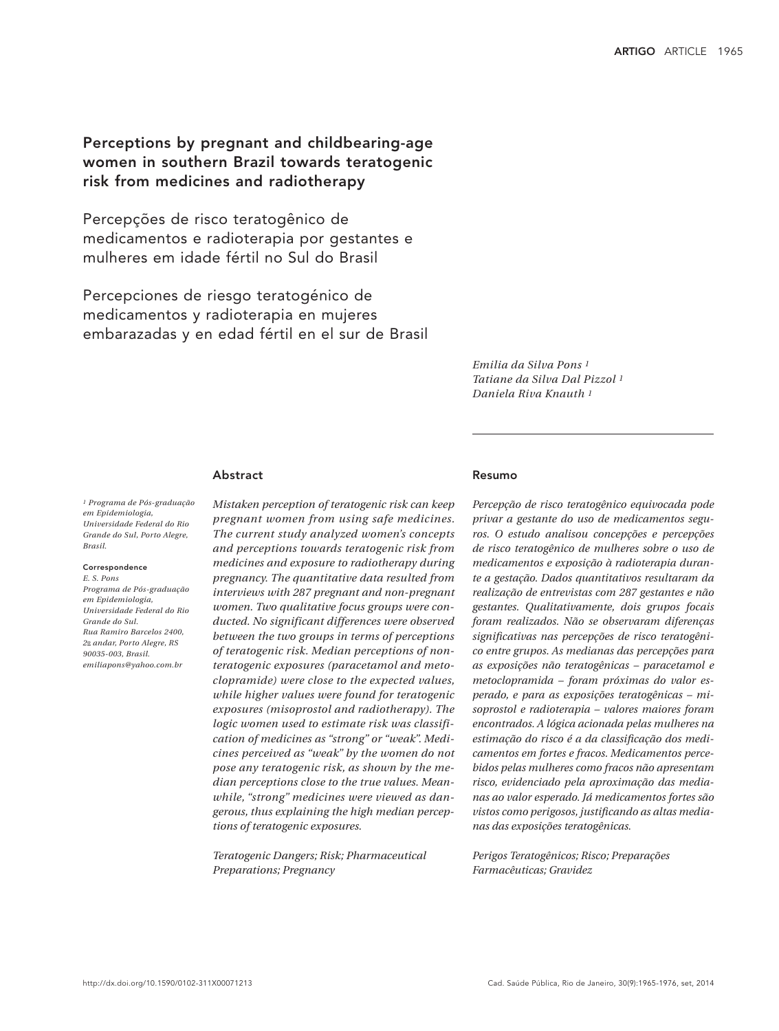# Perceptions by pregnant and childbearing-age women in southern Brazil towards teratogenic risk from medicines and radiotherapy

## Percepções de risco teratogênico de medicamentos e radioterapia por gestantes e mulheres em idade fértil no Sul do Brasil

## Percepciones de riesgo teratogénico de medicamentos y radioterapia en mujeres embarazadas y en edad fértil en el sur de Brasil

*Emilia da Silva Pons* [1]
*Tatiane da Silva Dal Pizzol* [1]
*Daniela Riva Knauth* [1]

[1] *Programa de Pós-graduação em Epidemiologia, Universidade Federal do Rio Grande do Sul, Porto Alegre, Brasil.*

**Correspondence**
*E. S. Pons*
*Programa de Pós-graduação em Epidemiologia, Universidade Federal do Rio Grande do Sul.*
*Rua Ramiro Barcelos 2400, 2º andar, Porto Alegre, RS 90035-003, Brasil.*
*emiliapons@yahoo.com.br*

### Abstract

*Mistaken perception of teratogenic risk can keep pregnant women from using safe medicines. The current study analyzed women's concepts and perceptions towards teratogenic risk from medicines and exposure to radiotherapy during pregnancy. The quantitative data resulted from interviews with 287 pregnant and non-pregnant women. Two qualitative focus groups were conducted. No significant differences were observed between the two groups in terms of perceptions of teratogenic risk. Median perceptions of non-teratogenic exposures (paracetamol and metoclopramide) were close to the expected values, while higher values were found for teratogenic exposures (misoprostol and radiotherapy). The logic women used to estimate risk was classification of medicines as "strong" or "weak". Medicines perceived as "weak" by the women do not pose any teratogenic risk, as shown by the median perceptions close to the true values. Meanwhile, "strong" medicines were viewed as dangerous, thus explaining the high median perceptions of teratogenic exposures.*

*Teratogenic Dangers; Risk; Pharmaceutical Preparations; Pregnancy*

### Resumo

*Percepção de risco teratogênico equivocada pode privar a gestante do uso de medicamentos seguros. O estudo analisou concepções e percepções de risco teratogênico de mulheres sobre o uso de medicamentos e exposição à radioterapia durante a gestação. Dados quantitativos resultaram da realização de entrevistas com 287 gestantes e não gestantes. Qualitativamente, dois grupos focais foram realizados. Não se observaram diferenças significativas nas percepções de risco teratogênico entre grupos. As medianas das percepções para as exposições não teratogênicas – paracetamol e metoclopramida – foram próximas do valor esperado, e para as exposições teratogênicas – misoprostol e radioterapia – valores maiores foram encontrados. A lógica acionada pelas mulheres na estimação do risco é a da classificação dos medicamentos em fortes e fracos. Medicamentos percebidos pelas mulheres como fracos não apresentam risco, evidenciado pela aproximação das medianas ao valor esperado. Já medicamentos fortes são vistos como perigosos, justificando as altas medianas das exposições teratogênicas.*

*Perigos Teratogênicos; Risco; Preparações Farmacêuticas; Gravidez*

http://dx.doi.org/10.1590/0102-311X00071213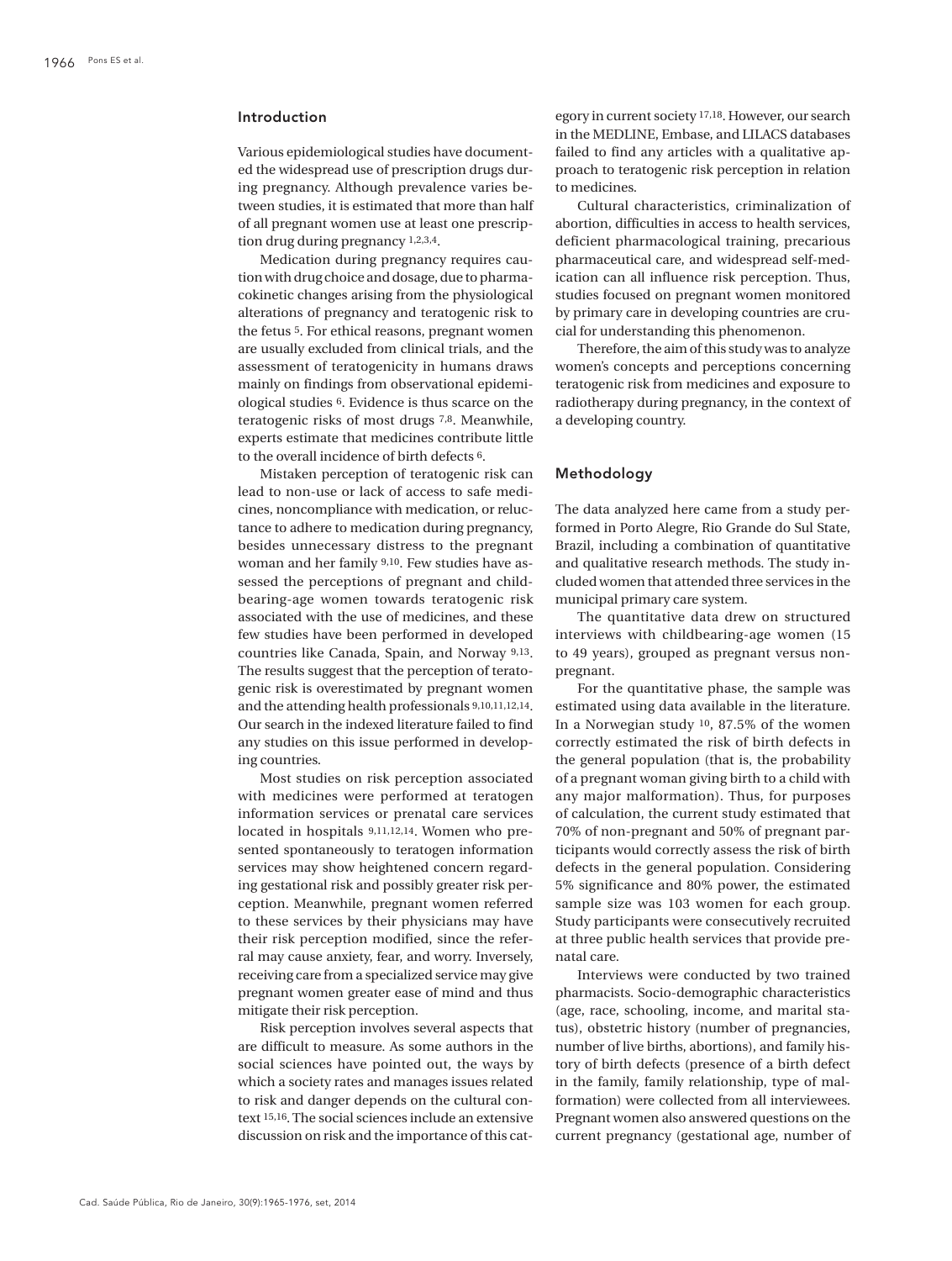## Introduction

Various epidemiological studies have documented the widespread use of prescription drugs during pregnancy. Although prevalence varies between studies, it is estimated that more than half of all pregnant women use at least one prescription drug during pregnancy [1,2,3,4].

Medication during pregnancy requires caution with drug choice and dosage, due to pharmacokinetic changes arising from the physiological alterations of pregnancy and teratogenic risk to the fetus [5]. For ethical reasons, pregnant women are usually excluded from clinical trials, and the assessment of teratogenicity in humans draws mainly on findings from observational epidemiological studies [6]. Evidence is thus scarce on the teratogenic risks of most drugs [7,8]. Meanwhile, experts estimate that medicines contribute little to the overall incidence of birth defects [6].

Mistaken perception of teratogenic risk can lead to non-use or lack of access to safe medicines, noncompliance with medication, or reluctance to adhere to medication during pregnancy, besides unnecessary distress to the pregnant woman and her family [9,10]. Few studies have assessed the perceptions of pregnant and childbearing-age women towards teratogenic risk associated with the use of medicines, and these few studies have been performed in developed countries like Canada, Spain, and Norway [9,13]. The results suggest that the perception of teratogenic risk is overestimated by pregnant women and the attending health professionals [9,10,11,12,14]. Our search in the indexed literature failed to find any studies on this issue performed in developing countries.

Most studies on risk perception associated with medicines were performed at teratogen information services or prenatal care services located in hospitals [9,11,12,14]. Women who presented spontaneously to teratogen information services may show heightened concern regarding gestational risk and possibly greater risk perception. Meanwhile, pregnant women referred to these services by their physicians may have their risk perception modified, since the referral may cause anxiety, fear, and worry. Inversely, receiving care from a specialized service may give pregnant women greater ease of mind and thus mitigate their risk perception.

Risk perception involves several aspects that are difficult to measure. As some authors in the social sciences have pointed out, the ways by which a society rates and manages issues related to risk and danger depends on the cultural context [15,16]. The social sciences include an extensive discussion on risk and the importance of this category in current society [17,18]. However, our search in the MEDLINE, Embase, and LILACS databases failed to find any articles with a qualitative approach to teratogenic risk perception in relation to medicines.

Cultural characteristics, criminalization of abortion, difficulties in access to health services, deficient pharmacological training, precarious pharmaceutical care, and widespread self-medication can all influence risk perception. Thus, studies focused on pregnant women monitored by primary care in developing countries are crucial for understanding this phenomenon.

Therefore, the aim of this study was to analyze women's concepts and perceptions concerning teratogenic risk from medicines and exposure to radiotherapy during pregnancy, in the context of a developing country.

## Methodology

The data analyzed here came from a study performed in Porto Alegre, Rio Grande do Sul State, Brazil, including a combination of quantitative and qualitative research methods. The study included women that attended three services in the municipal primary care system.

The quantitative data drew on structured interviews with childbearing-age women (15 to 49 years), grouped as pregnant versus non-pregnant.

For the quantitative phase, the sample was estimated using data available in the literature. In a Norwegian study [10], 87.5% of the women correctly estimated the risk of birth defects in the general population (that is, the probability of a pregnant woman giving birth to a child with any major malformation). Thus, for purposes of calculation, the current study estimated that 70% of non-pregnant and 50% of pregnant participants would correctly assess the risk of birth defects in the general population. Considering 5% significance and 80% power, the estimated sample size was 103 women for each group. Study participants were consecutively recruited at three public health services that provide prenatal care.

Interviews were conducted by two trained pharmacists. Socio-demographic characteristics (age, race, schooling, income, and marital status), obstetric history (number of pregnancies, number of live births, abortions), and family history of birth defects (presence of a birth defect in the family, family relationship, type of malformation) were collected from all interviewees. Pregnant women also answered questions on the current pregnancy (gestational age, number of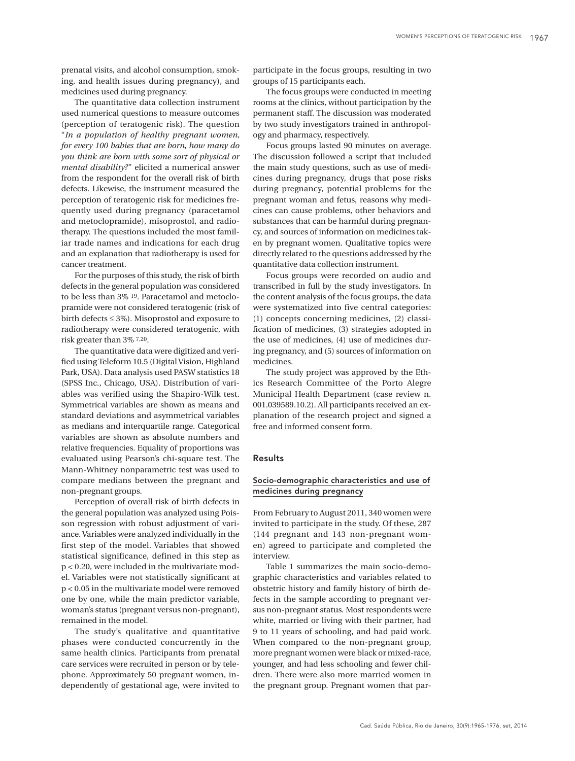prenatal visits, and alcohol consumption, smoking, and health issues during pregnancy), and medicines used during pregnancy.

The quantitative data collection instrument used numerical questions to measure outcomes (perception of teratogenic risk). The question "*In a population of healthy pregnant women, for every 100 babies that are born, how many do you think are born with some sort of physical or mental disability?*" elicited a numerical answer from the respondent for the overall risk of birth defects. Likewise, the instrument measured the perception of teratogenic risk for medicines frequently used during pregnancy (paracetamol and metoclopramide), misoprostol, and radiotherapy. The questions included the most familiar trade names and indications for each drug and an explanation that radiotherapy is used for cancer treatment.

For the purposes of this study, the risk of birth defects in the general population was considered to be less than 3% [19]. Paracetamol and metoclopramide were not considered teratogenic (risk of birth defects $\leq$ 3%). Misoprostol and exposure to radiotherapy were considered teratogenic, with risk greater than 3% [7,20].

The quantitative data were digitized and verified using Teleform 10.5 (Digital Vision, Highland Park, USA). Data analysis used PASW statistics 18 (SPSS Inc., Chicago, USA). Distribution of variables was verified using the Shapiro-Wilk test. Symmetrical variables are shown as means and standard deviations and asymmetrical variables as medians and interquartile range. Categorical variables are shown as absolute numbers and relative frequencies. Equality of proportions was evaluated using Pearson's chi-square test. The Mann-Whitney nonparametric test was used to compare medians between the pregnant and non-pregnant groups.

Perception of overall risk of birth defects in the general population was analyzed using Poisson regression with robust adjustment of variance. Variables were analyzed individually in the first step of the model. Variables that showed statistical significance, defined in this step as $p < 0.20$, were included in the multivariate model. Variables were not statistically significant at $p < 0.05$ in the multivariate model were removed one by one, while the main predictor variable, woman's status (pregnant versus non-pregnant), remained in the model.

The study's qualitative and quantitative phases were conducted concurrently in the same health clinics. Participants from prenatal care services were recruited in person or by telephone. Approximately 50 pregnant women, independently of gestational age, were invited to participate in the focus groups, resulting in two groups of 15 participants each.

The focus groups were conducted in meeting rooms at the clinics, without participation by the permanent staff. The discussion was moderated by two study investigators trained in anthropology and pharmacy, respectively.

Focus groups lasted 90 minutes on average. The discussion followed a script that included the main study questions, such as use of medicines during pregnancy, drugs that pose risks during pregnancy, potential problems for the pregnant woman and fetus, reasons why medicines can cause problems, other behaviors and substances that can be harmful during pregnancy, and sources of information on medicines taken by pregnant women. Qualitative topics were directly related to the questions addressed by the quantitative data collection instrument.

Focus groups were recorded on audio and transcribed in full by the study investigators. In the content analysis of the focus groups, the data were systematized into five central categories: (1) concepts concerning medicines, (2) classification of medicines, (3) strategies adopted in the use of medicines, (4) use of medicines during pregnancy, and (5) sources of information on medicines.

The study project was approved by the Ethics Research Committee of the Porto Alegre Municipal Health Department (case review n. 001.039589.10.2). All participants received an explanation of the research project and signed a free and informed consent form.

## Results

### Socio-demographic characteristics and use of medicines during pregnancy

From February to August 2011, 340 women were invited to participate in the study. Of these, 287 (144 pregnant and 143 non-pregnant women) agreed to participate and completed the interview.

Table 1 summarizes the main socio-demographic characteristics and variables related to obstetric history and family history of birth defects in the sample according to pregnant versus non-pregnant status. Most respondents were white, married or living with their partner, had 9 to 11 years of schooling, and had paid work. When compared to the non-pregnant group, more pregnant women were black or mixed-race, younger, and had less schooling and fewer children. There were also more married women in the pregnant group. Pregnant women that par-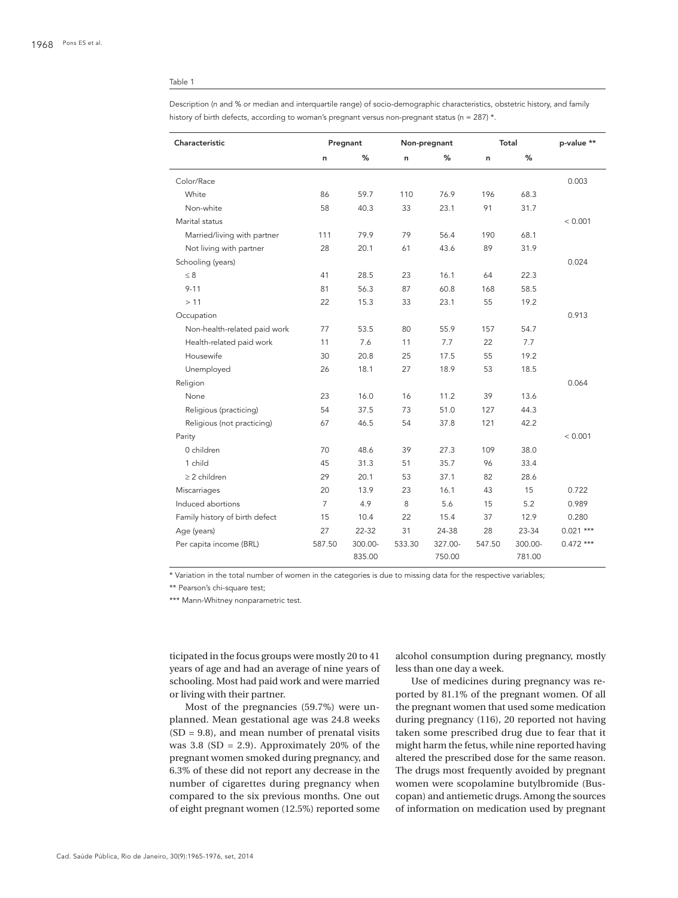Table 1

Description (n and % or median and interquartile range) of socio-demographic characteristics, obstetric history, and family history of birth defects, according to woman's pregnant versus non-pregnant status (n = 287) *.

| Characteristic | Pregnant | | Non-pregnant | | Total | | p-value ** |
|---|---|---|---|---|---|---|---|
| | n | % | n | % | n | % | |
| Color/Race | | | | | | | 0.003 |
| White | 86 | 59.7 | 110 | 76.9 | 196 | 68.3 | |
| Non-white | 58 | 40.3 | 33 | 23.1 | 91 | 31.7 | |
| Marital status | | | | | | | < 0.001 |
| Married/living with partner | 111 | 79.9 | 79 | 56.4 | 190 | 68.1 | |
| Not living with partner | 28 | 20.1 | 61 | 43.6 | 89 | 31.9 | |
| Schooling (years) | | | | | | | 0.024 |
| ≤ 8 | 41 | 28.5 | 23 | 16.1 | 64 | 22.3 | |
| 9-11 | 81 | 56.3 | 87 | 60.8 | 168 | 58.5 | |
| > 11 | 22 | 15.3 | 33 | 23.1 | 55 | 19.2 | |
| Occupation | | | | | | | 0.913 |
| Non-health-related paid work | 77 | 53.5 | 80 | 55.9 | 157 | 54.7 | |
| Health-related paid work | 11 | 7.6 | 11 | 7.7 | 22 | 7.7 | |
| Housewife | 30 | 20.8 | 25 | 17.5 | 55 | 19.2 | |
| Unemployed | 26 | 18.1 | 27 | 18.9 | 53 | 18.5 | |
| Religion | | | | | | | 0.064 |
| None | 23 | 16.0 | 16 | 11.2 | 39 | 13.6 | |
| Religious (practicing) | 54 | 37.5 | 73 | 51.0 | 127 | 44.3 | |
| Religious (not practicing) | 67 | 46.5 | 54 | 37.8 | 121 | 42.2 | |
| Parity | | | | | | | < 0.001 |
| 0 children | 70 | 48.6 | 39 | 27.3 | 109 | 38.0 | |
| 1 child | 45 | 31.3 | 51 | 35.7 | 96 | 33.4 | |
| ≥ 2 children | 29 | 20.1 | 53 | 37.1 | 82 | 28.6 | |
| Miscarriages | 20 | 13.9 | 23 | 16.1 | 43 | 15 | 0.722 |
| Induced abortions | 7 | 4.9 | 8 | 5.6 | 15 | 5.2 | 0.989 |
| Family history of birth defect | 15 | 10.4 | 22 | 15.4 | 37 | 12.9 | 0.280 |
| Age (years) | 27 | 22-32 | 31 | 24-38 | 28 | 23-34 | 0.021 *** |
| Per capita income (BRL) | 587.50 | 300.00-835.00 | 533.30 | 327.00-750.00 | 547.50 | 300.00-781.00 | 0.472 *** |

* Variation in the total number of women in the categories is due to missing data for the respective variables;

** Pearson's chi-square test;

*** Mann-Whitney nonparametric test.

ticipated in the focus groups were mostly 20 to 41 years of age and had an average of nine years of schooling. Most had paid work and were married or living with their partner.

Most of the pregnancies (59.7%) were unplanned. Mean gestational age was 24.8 weeks (SD = 9.8), and mean number of prenatal visits was 3.8 (SD = 2.9). Approximately 20% of the pregnant women smoked during pregnancy, and 6.3% of these did not report any decrease in the number of cigarettes during pregnancy when compared to the six previous months. One out of eight pregnant women (12.5%) reported some alcohol consumption during pregnancy, mostly less than one day a week.

Use of medicines during pregnancy was reported by 81.1% of the pregnant women. Of all the pregnant women that used some medication during pregnancy (116), 20 reported not having taken some prescribed drug due to fear that it might harm the fetus, while nine reported having altered the prescribed dose for the same reason. The drugs most frequently avoided by pregnant women were scopolamine butylbromide (Buscopan) and antiemetic drugs. Among the sources of information on medication used by pregnant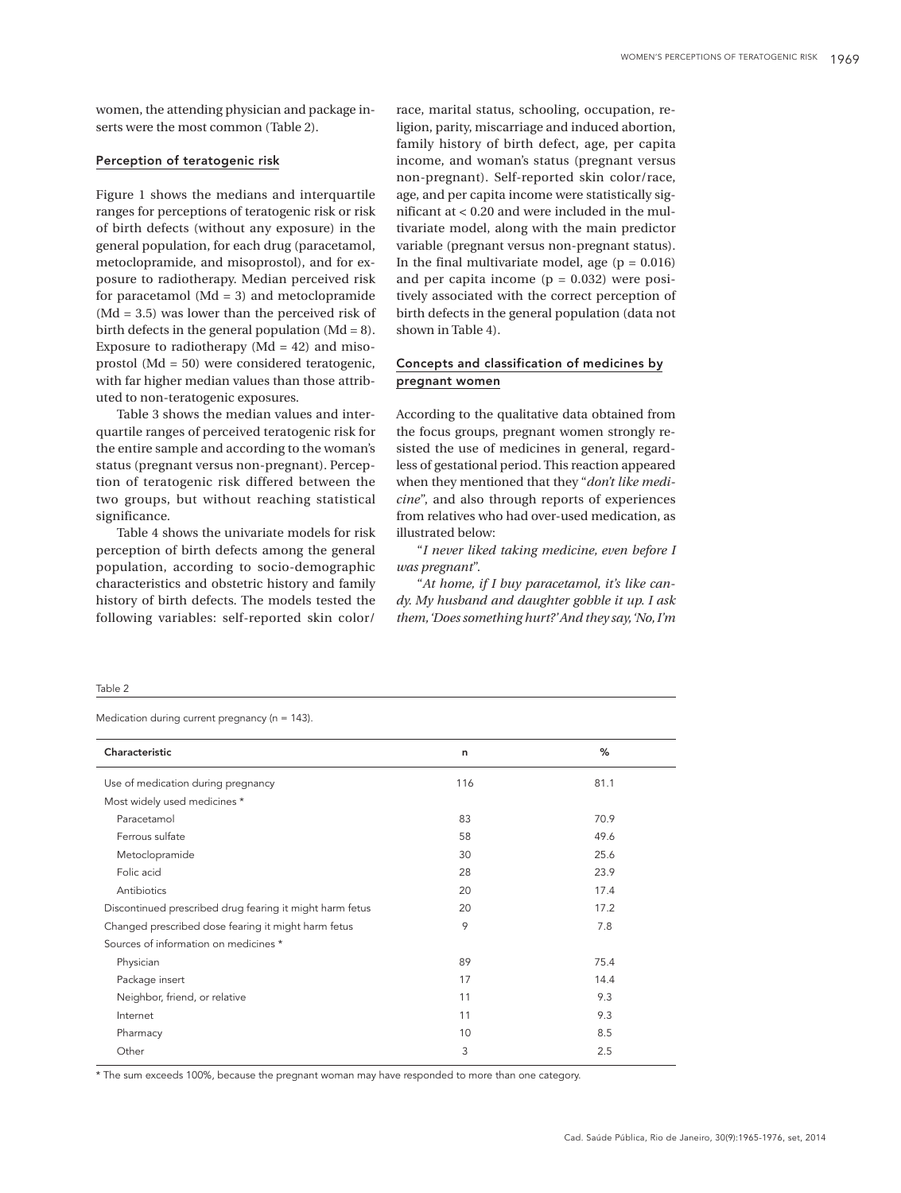women, the attending physician and package inserts were the most common (Table 2).

### Perception of teratogenic risk

Figure 1 shows the medians and interquartile ranges for perceptions of teratogenic risk or risk of birth defects (without any exposure) in the general population, for each drug (paracetamol, metoclopramide, and misoprostol), and for exposure to radiotherapy. Median perceived risk for paracetamol (Md = 3) and metoclopramide (Md = 3.5) was lower than the perceived risk of birth defects in the general population (Md = 8). Exposure to radiotherapy (Md = 42) and misoprostol (Md = 50) were considered teratogenic, with far higher median values than those attributed to non-teratogenic exposures.

Table 3 shows the median values and interquartile ranges of perceived teratogenic risk for the entire sample and according to the woman's status (pregnant versus non-pregnant). Perception of teratogenic risk differed between the two groups, but without reaching statistical significance.

Table 4 shows the univariate models for risk perception of birth defects among the general population, according to socio-demographic characteristics and obstetric history and family history of birth defects. The models tested the following variables: self-reported skin color/race, marital status, schooling, occupation, religion, parity, miscarriage and induced abortion, family history of birth defect, age, per capita income, and woman's status (pregnant versus non-pregnant). Self-reported skin color/race, age, and per capita income were statistically significant at < 0.20 and were included in the multivariate model, along with the main predictor variable (pregnant versus non-pregnant status). In the final multivariate model, age ($p = 0.016$) and per capita income ($p = 0.032$) were positively associated with the correct perception of birth defects in the general population (data not shown in Table 4).

### Concepts and classification of medicines by pregnant women

According to the qualitative data obtained from the focus groups, pregnant women strongly resisted the use of medicines in general, regardless of gestational period. This reaction appeared when they mentioned that they "*don't like medicine*", and also through reports of experiences from relatives who had over-used medication, as illustrated below:

"*I never liked taking medicine, even before I was pregnant*".

"*At home, if I buy paracetamol, it's like candy. My husband and daughter gobble it up. I ask them, 'Does something hurt?' And they say, 'No, I'm*

Table 2

Medication during current pregnancy (n = 143).

| Characteristic | n | % |
|---|---|---|
| Use of medication during pregnancy | 116 | 81.1 |
| Most widely used medicines * | | |
| Paracetamol | 83 | 70.9 |
| Ferrous sulfate | 58 | 49.6 |
| Metoclopramide | 30 | 25.6 |
| Folic acid | 28 | 23.9 |
| Antibiotics | 20 | 17.4 |
| Discontinued prescribed drug fearing it might harm fetus | 20 | 17.2 |
| Changed prescribed dose fearing it might harm fetus | 9 | 7.8 |
| Sources of information on medicines * | | |
| Physician | 89 | 75.4 |
| Package insert | 17 | 14.4 |
| Neighbor, friend, or relative | 11 | 9.3 |
| Internet | 11 | 9.3 |
| Pharmacy | 10 | 8.5 |
| Other | 3 | 2.5 |

* The sum exceeds 100%, because the pregnant woman may have responded to more than one category.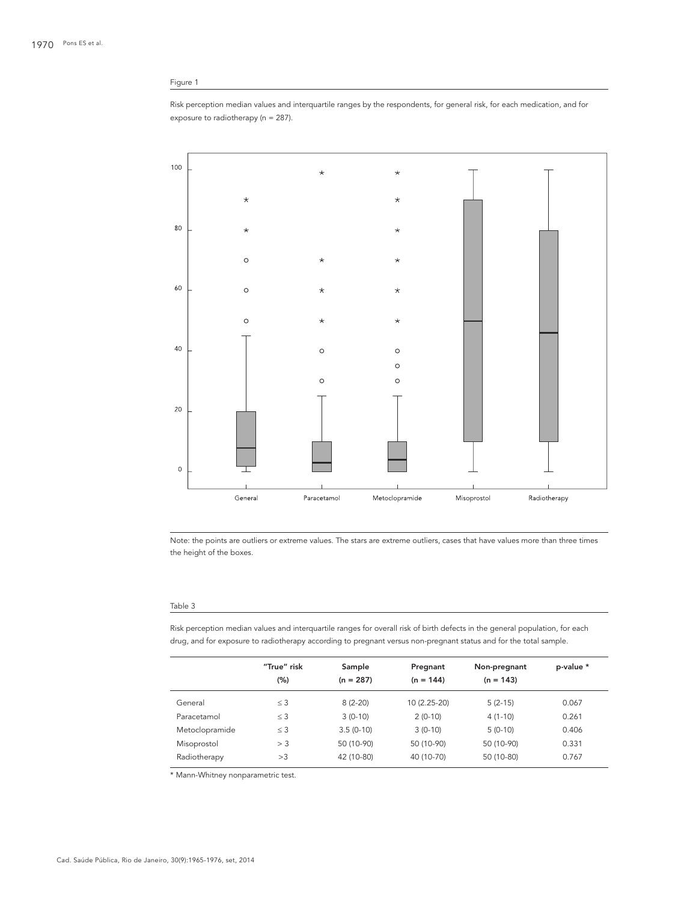Figure 1

Risk perception median values and interquartile ranges by the respondents, for general risk, for each medication, and for exposure to radiotherapy (n = 287).

Note: the points are outliers or extreme values. The stars are extreme outliers, cases that have values more than three times the height of the boxes.

Table 3

Risk perception median values and interquartile ranges for overall risk of birth defects in the general population, for each drug, and for exposure to radiotherapy according to pregnant versus non-pregnant status and for the total sample.

| | "True" risk (%) | Sample (n = 287) | Pregnant (n = 144) | Non-pregnant (n = 143) | p-value * |
|---|---|---|---|---|---|
| General | ≤ 3 | 8 (2-20) | 10 (2.25-20) | 5 (2-15) | 0.067 |
| Paracetamol | ≤ 3 | 3 (0-10) | 2 (0-10) | 4 (1-10) | 0.261 |
| Metoclopramide | ≤ 3 | 3.5 (0-10) | 3 (0-10) | 5 (0-10) | 0.406 |
| Misoprostol | > 3 | 50 (10-90) | 50 (10-90) | 50 (10-90) | 0.331 |
| Radiotherapy | >3 | 42 (10-80) | 40 (10-70) | 50 (10-80) | 0.767 |

* Mann-Whitney nonparametric test.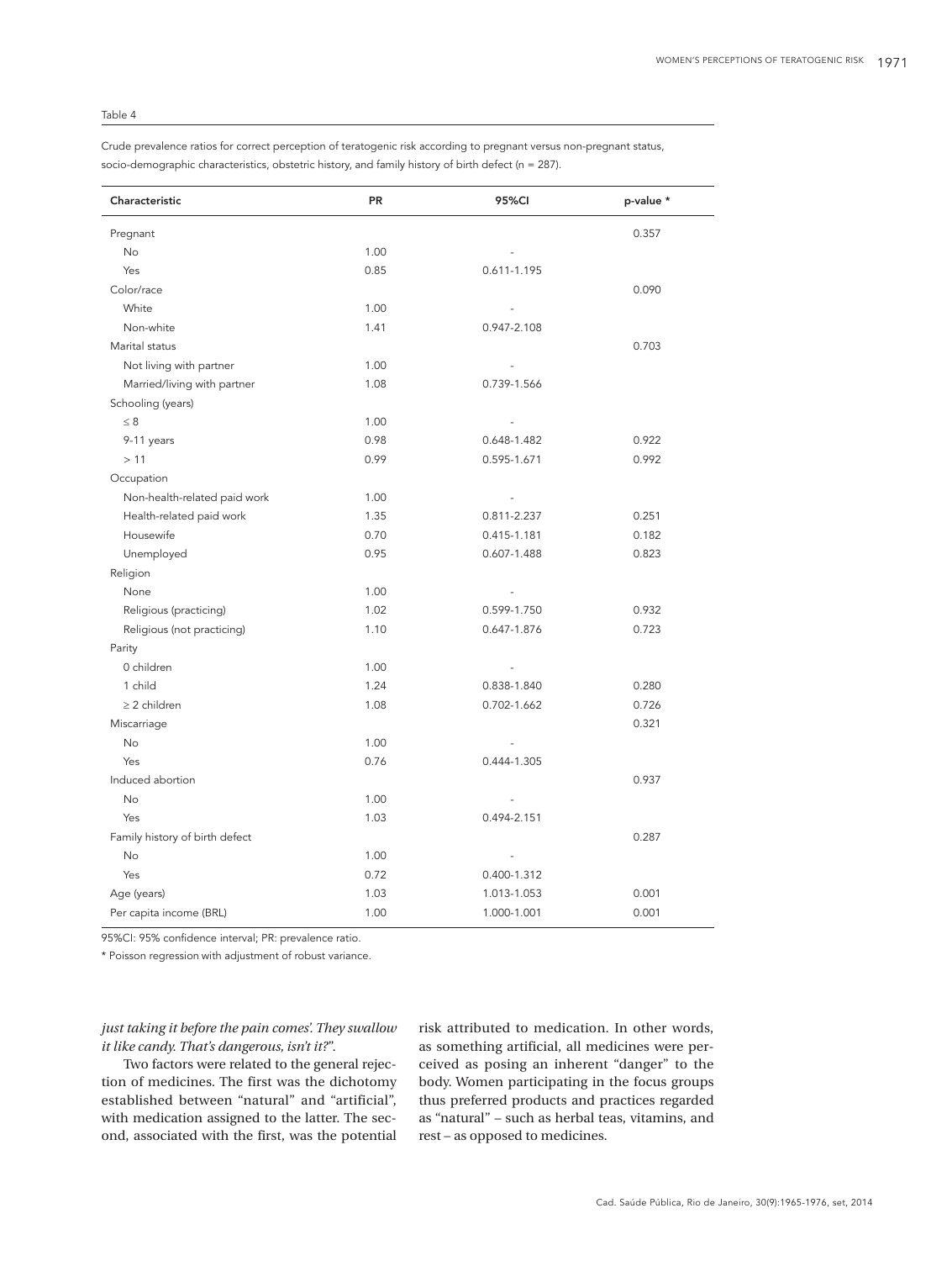Table 4

Crude prevalence ratios for correct perception of teratogenic risk according to pregnant versus non-pregnant status, socio-demographic characteristics, obstetric history, and family history of birth defect (n = 287).

| Characteristic | PR | 95%CI | p-value * |
|---|---|---|---|
| Pregnant | | | 0.357 |
| No | 1.00 | - | |
| Yes | 0.85 | 0.611-1.195 | |
| Color/race | | | 0.090 |
| White | 1.00 | - | |
| Non-white | 1.41 | 0.947-2.108 | |
| Marital status | | | 0.703 |
| Not living with partner | 1.00 | - | |
| Married/living with partner | 1.08 | 0.739-1.566 | |
| Schooling (years) | | | |
| ≤ 8 | 1.00 | - | |
| 9-11 years | 0.98 | 0.648-1.482 | 0.922 |
| > 11 | 0.99 | 0.595-1.671 | 0.992 |
| Occupation | | | |
| Non-health-related paid work | 1.00 | - | |
| Health-related paid work | 1.35 | 0.811-2.237 | 0.251 |
| Housewife | 0.70 | 0.415-1.181 | 0.182 |
| Unemployed | 0.95 | 0.607-1.488 | 0.823 |
| Religion | | | |
| None | 1.00 | - | |
| Religious (practicing) | 1.02 | 0.599-1.750 | 0.932 |
| Religious (not practicing) | 1.10 | 0.647-1.876 | 0.723 |
| Parity | | | |
| 0 children | 1.00 | - | |
| 1 child | 1.24 | 0.838-1.840 | 0.280 |
| ≥ 2 children | 1.08 | 0.702-1.662 | 0.726 |
| Miscarriage | | | 0.321 |
| No | 1.00 | - | |
| Yes | 0.76 | 0.444-1.305 | |
| Induced abortion | | | 0.937 |
| No | 1.00 | - | |
| Yes | 1.03 | 0.494-2.151 | |
| Family history of birth defect | | | 0.287 |
| No | 1.00 | - | |
| Yes | 0.72 | 0.400-1.312 | |
| Age (years) | 1.03 | 1.013-1.053 | 0.001 |
| Per capita income (BRL) | 1.00 | 1.000-1.001 | 0.001 |

95%CI: 95% confidence interval; PR: prevalence ratio.

* Poisson regression with adjustment of robust variance.

*just taking it before the pain comes'. They swallow it like candy. That's dangerous, isn't it?"*.

Two factors were related to the general rejection of medicines. The first was the dichotomy established between "natural" and "artificial", with medication assigned to the latter. The second, associated with the first, was the potential risk attributed to medication. In other words, as something artificial, all medicines were perceived as posing an inherent "danger" to the body. Women participating in the focus groups thus preferred products and practices regarded as "natural" – such as herbal teas, vitamins, and rest – as opposed to medicines.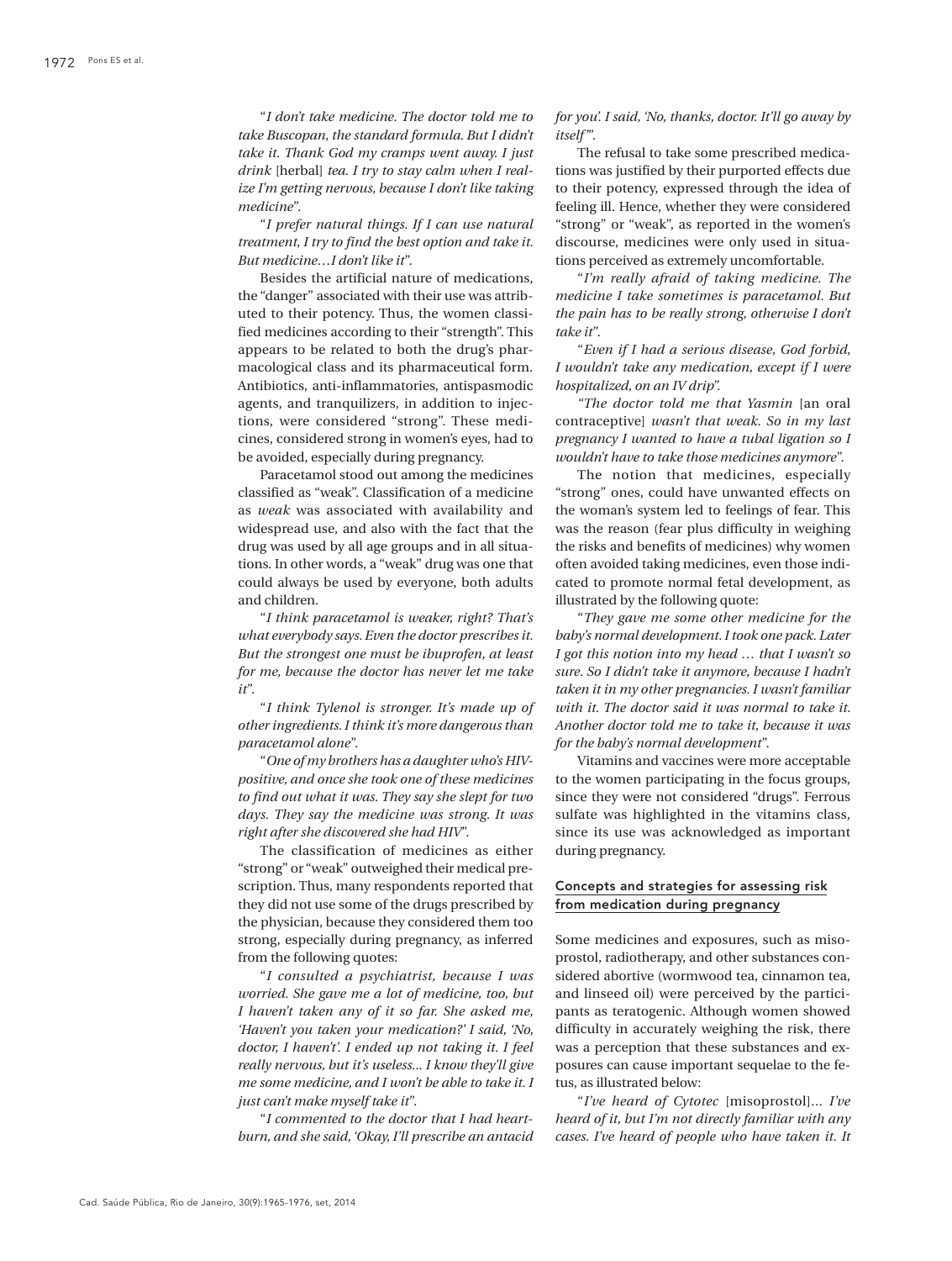"*I don't take medicine. The doctor told me to take Buscopan, the standard formula. But I didn't take it. Thank God my cramps went away. I just drink* [herbal] *tea. I try to stay calm when I realize I'm getting nervous, because I don't like taking medicine*".

"*I prefer natural things. If I can use natural treatment, I try to find the best option and take it. But medicine…I don't like it*".

Besides the artificial nature of medications, the "danger" associated with their use was attributed to their potency. Thus, the women classified medicines according to their "strength". This appears to be related to both the drug's pharmacological class and its pharmaceutical form. Antibiotics, anti-inflammatories, antispasmodic agents, and tranquilizers, in addition to injections, were considered "strong". These medicines, considered strong in women's eyes, had to be avoided, especially during pregnancy.

Paracetamol stood out among the medicines classified as "weak". Classification of a medicine as *weak* was associated with availability and widespread use, and also with the fact that the drug was used by all age groups and in all situations. In other words, a "weak" drug was one that could always be used by everyone, both adults and children.

"*I think paracetamol is weaker, right? That's what everybody says. Even the doctor prescribes it. But the strongest one must be ibuprofen, at least for me, because the doctor has never let me take it*".

"*I think Tylenol is stronger. It's made up of other ingredients. I think it's more dangerous than paracetamol alone*".

"*One of my brothers has a daughter who's HIV-positive, and once she took one of these medicines to find out what it was. They say she slept for two days. They say the medicine was strong. It was right after she discovered she had HIV*".

The classification of medicines as either "strong" or "weak" outweighed their medical prescription. Thus, many respondents reported that they did not use some of the drugs prescribed by the physician, because they considered them too strong, especially during pregnancy, as inferred from the following quotes:

"*I consulted a psychiatrist, because I was worried. She gave me a lot of medicine, too, but I haven't taken any of it so far. She asked me, 'Haven't you taken your medication?' I said, 'No, doctor, I haven't'. I ended up not taking it. I feel really nervous, but it's useless... I know they'll give me some medicine, and I won't be able to take it. I just can't make myself take it*".

"*I commented to the doctor that I had heartburn, and she said, 'Okay, I'll prescribe an antacid for you'. I said, 'No, thanks, doctor. It'll go away by itself'*".

The refusal to take some prescribed medications was justified by their purported effects due to their potency, expressed through the idea of feeling ill. Hence, whether they were considered "strong" or "weak", as reported in the women's discourse, medicines were only used in situations perceived as extremely uncomfortable.

"*I'm really afraid of taking medicine. The medicine I take sometimes is paracetamol. But the pain has to be really strong, otherwise I don't take it*".

"*Even if I had a serious disease, God forbid, I wouldn't take any medication, except if I were hospitalized, on an IV drip*".

"*The doctor told me that Yasmin* [an oral contraceptive] *wasn't that weak. So in my last pregnancy I wanted to have a tubal ligation so I wouldn't have to take those medicines anymore*".

The notion that medicines, especially "strong" ones, could have unwanted effects on the woman's system led to feelings of fear. This was the reason (fear plus difficulty in weighing the risks and benefits of medicines) why women often avoided taking medicines, even those indicated to promote normal fetal development, as illustrated by the following quote:

"*They gave me some other medicine for the baby's normal development. I took one pack. Later I got this notion into my head … that I wasn't so sure. So I didn't take it anymore, because I hadn't taken it in my other pregnancies. I wasn't familiar with it. The doctor said it was normal to take it. Another doctor told me to take it, because it was for the baby's normal development*".

Vitamins and vaccines were more acceptable to the women participating in the focus groups, since they were not considered "drugs". Ferrous sulfate was highlighted in the vitamins class, since its use was acknowledged as important during pregnancy.

## Concepts and strategies for assessing risk from medication during pregnancy

Some medicines and exposures, such as misoprostol, radiotherapy, and other substances considered abortive (wormwood tea, cinnamon tea, and linseed oil) were perceived by the participants as teratogenic. Although women showed difficulty in accurately weighing the risk, there was a perception that these substances and exposures can cause important sequelae to the fetus, as illustrated below:

"*I've heard of Cytotec* [misoprostol]*... I've heard of it, but I'm not directly familiar with any cases. I've heard of people who have taken it. It*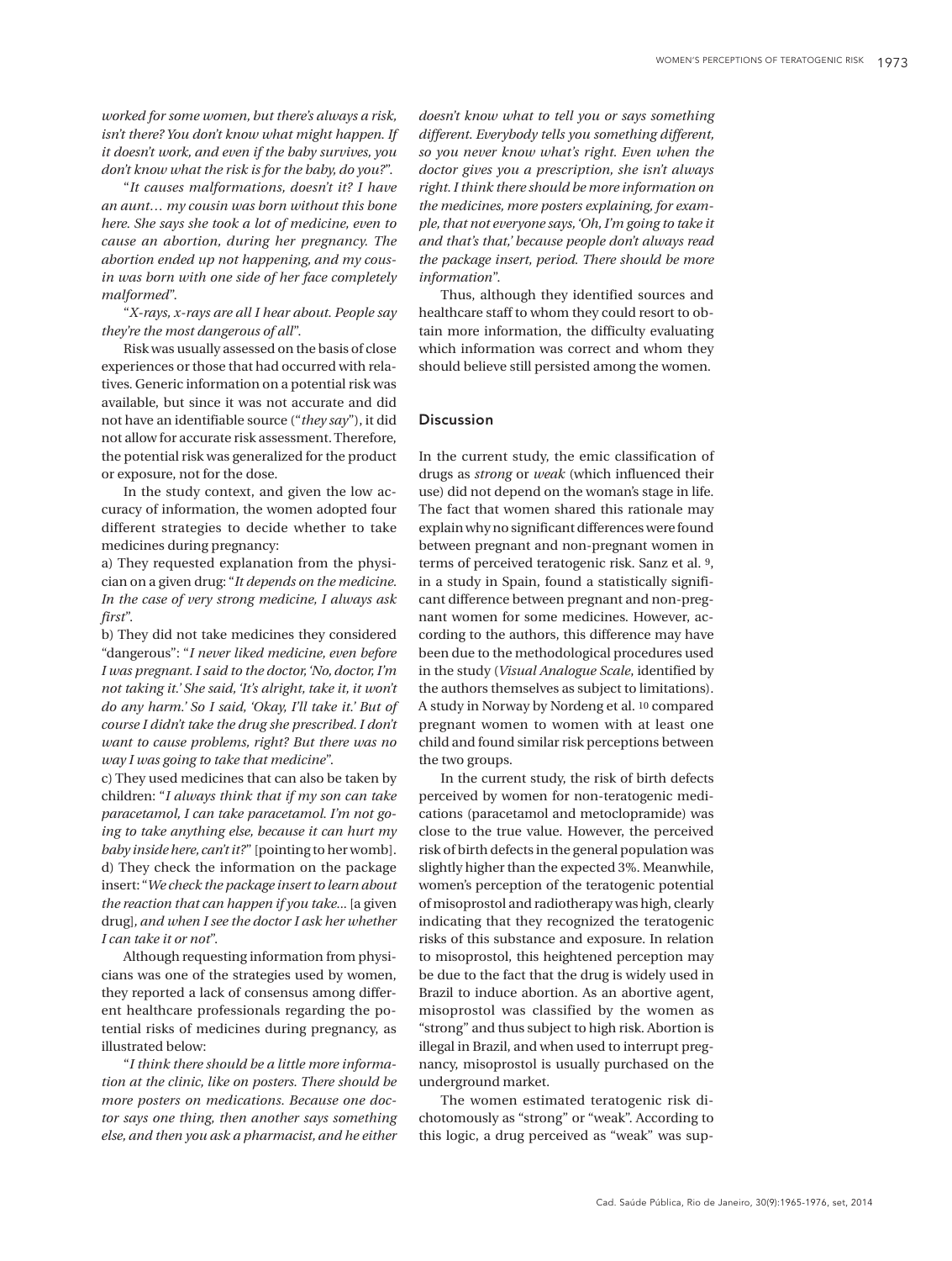*worked for some women, but there's always a risk, isn't there? You don't know what might happen. If it doesn't work, and even if the baby survives, you don't know what the risk is for the baby, do you?*".

"*It causes malformations, doesn't it? I have an aunt… my cousin was born without this bone here. She says she took a lot of medicine, even to cause an abortion, during her pregnancy. The abortion ended up not happening, and my cousin was born with one side of her face completely malformed*".

"*X-rays, x-rays are all I hear about. People say they're the most dangerous of all*".

Risk was usually assessed on the basis of close experiences or those that had occurred with relatives. Generic information on a potential risk was available, but since it was not accurate and did not have an identifiable source ("*they say*"), it did not allow for accurate risk assessment. Therefore, the potential risk was generalized for the product or exposure, not for the dose.

In the study context, and given the low accuracy of information, the women adopted four different strategies to decide whether to take medicines during pregnancy:

a) They requested explanation from the physician on a given drug: "*It depends on the medicine. In the case of very strong medicine, I always ask first*".

b) They did not take medicines they considered "dangerous": "*I never liked medicine, even before I was pregnant. I said to the doctor, 'No, doctor, I'm not taking it.' She said, 'It's alright, take it, it won't do any harm.' So I said, 'Okay, I'll take it.' But of course I didn't take the drug she prescribed. I don't want to cause problems, right? But there was no way I was going to take that medicine*".

c) They used medicines that can also be taken by children: "*I always think that if my son can take paracetamol, I can take paracetamol. I'm not going to take anything else, because it can hurt my baby inside here, can't it?*" [pointing to her womb].

d) They check the information on the package insert: "*We check the package insert to learn about the reaction that can happen if you take...* [a given drug], *and when I see the doctor I ask her whether I can take it or not*".

Although requesting information from physicians was one of the strategies used by women, they reported a lack of consensus among different healthcare professionals regarding the potential risks of medicines during pregnancy, as illustrated below:

"*I think there should be a little more information at the clinic, like on posters. There should be more posters on medications. Because one doctor says one thing, then another says something else, and then you ask a pharmacist, and he either doesn't know what to tell you or says something different. Everybody tells you something different, so you never know what's right. Even when the doctor gives you a prescription, she isn't always right. I think there should be more information on the medicines, more posters explaining, for example, that not everyone says, 'Oh, I'm going to take it and that's that,' because people don't always read the package insert, period. There should be more information*".

Thus, although they identified sources and healthcare staff to whom they could resort to obtain more information, the difficulty evaluating which information was correct and whom they should believe still persisted among the women.

## Discussion

In the current study, the emic classification of drugs as *strong* or *weak* (which influenced their use) did not depend on the woman's stage in life. The fact that women shared this rationale may explain why no significant differences were found between pregnant and non-pregnant women in terms of perceived teratogenic risk. Sanz et al. [9], in a study in Spain, found a statistically significant difference between pregnant and non-pregnant women for some medicines. However, according to the authors, this difference may have been due to the methodological procedures used in the study (*Visual Analogue Scale*, identified by the authors themselves as subject to limitations). A study in Norway by Nordeng et al. [10] compared pregnant women to women with at least one child and found similar risk perceptions between the two groups.

In the current study, the risk of birth defects perceived by women for non-teratogenic medications (paracetamol and metoclopramide) was close to the true value. However, the perceived risk of birth defects in the general population was slightly higher than the expected 3%. Meanwhile, women's perception of the teratogenic potential of misoprostol and radiotherapy was high, clearly indicating that they recognized the teratogenic risks of this substance and exposure. In relation to misoprostol, this heightened perception may be due to the fact that the drug is widely used in Brazil to induce abortion. As an abortive agent, misoprostol was classified by the women as "strong" and thus subject to high risk. Abortion is illegal in Brazil, and when used to interrupt pregnancy, misoprostol is usually purchased on the underground market.

The women estimated teratogenic risk dichotomously as "strong" or "weak". According to this logic, a drug perceived as "weak" was sup-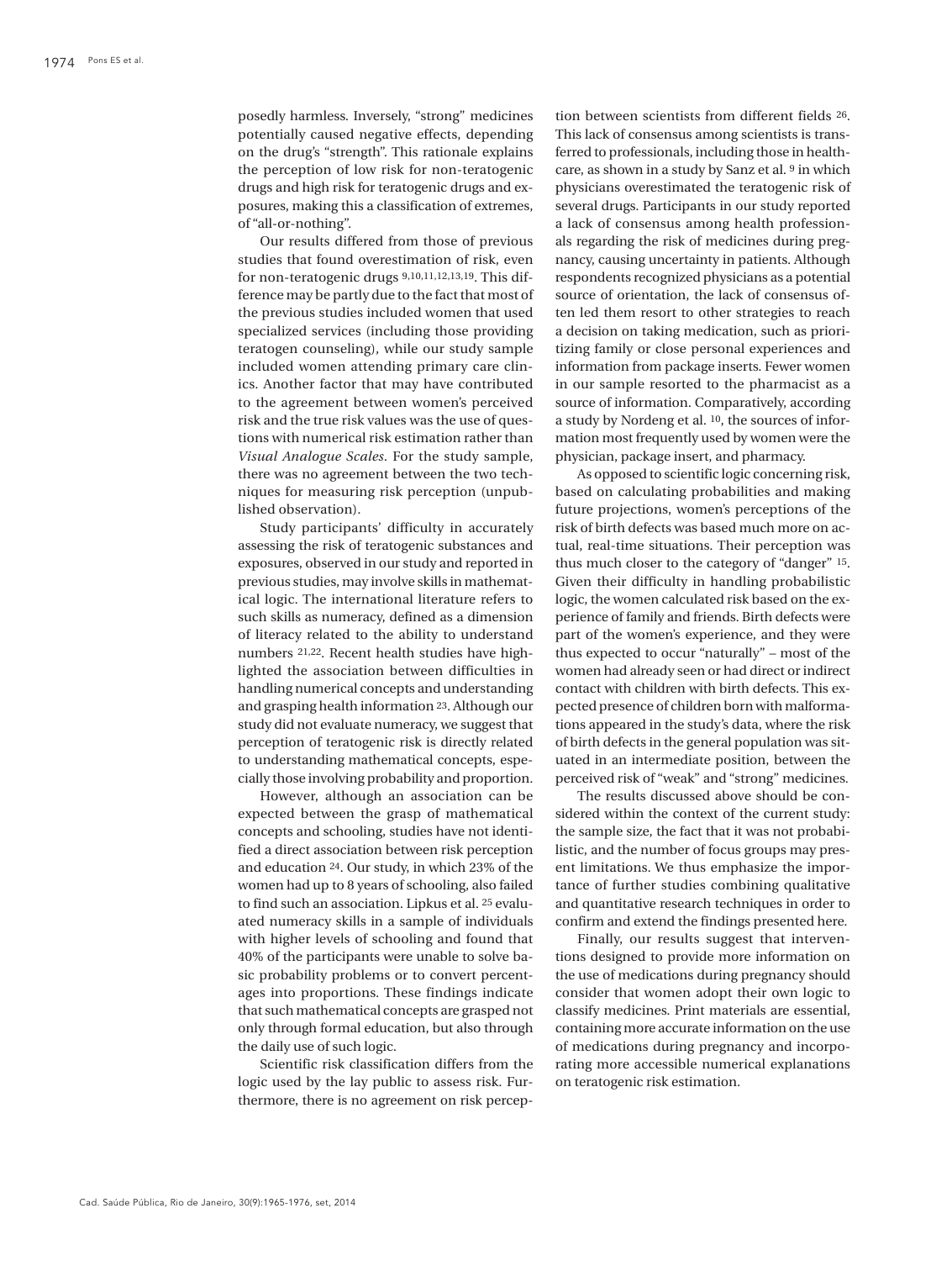posedly harmless. Inversely, "strong" medicines potentially caused negative effects, depending on the drug's "strength". This rationale explains the perception of low risk for non-teratogenic drugs and high risk for teratogenic drugs and exposures, making this a classification of extremes, of "all-or-nothing".

Our results differed from those of previous studies that found overestimation of risk, even for non-teratogenic drugs [9,10,11,12,13,19]. This difference may be partly due to the fact that most of the previous studies included women that used specialized services (including those providing teratogen counseling), while our study sample included women attending primary care clinics. Another factor that may have contributed to the agreement between women's perceived risk and the true risk values was the use of questions with numerical risk estimation rather than *Visual Analogue Scales*. For the study sample, there was no agreement between the two techniques for measuring risk perception (unpublished observation).

Study participants' difficulty in accurately assessing the risk of teratogenic substances and exposures, observed in our study and reported in previous studies, may involve skills in mathematical logic. The international literature refers to such skills as numeracy, defined as a dimension of literacy related to the ability to understand numbers [21,22]. Recent health studies have highlighted the association between difficulties in handling numerical concepts and understanding and grasping health information [23]. Although our study did not evaluate numeracy, we suggest that perception of teratogenic risk is directly related to understanding mathematical concepts, especially those involving probability and proportion.

However, although an association can be expected between the grasp of mathematical concepts and schooling, studies have not identified a direct association between risk perception and education [24]. Our study, in which 23% of the women had up to 8 years of schooling, also failed to find such an association. Lipkus et al. [25] evaluated numeracy skills in a sample of individuals with higher levels of schooling and found that 40% of the participants were unable to solve basic probability problems or to convert percentages into proportions. These findings indicate that such mathematical concepts are grasped not only through formal education, but also through the daily use of such logic.

Scientific risk classification differs from the logic used by the lay public to assess risk. Furthermore, there is no agreement on risk perception between scientists from different fields [26]. This lack of consensus among scientists is transferred to professionals, including those in healthcare, as shown in a study by Sanz et al. [9] in which physicians overestimated the teratogenic risk of several drugs. Participants in our study reported a lack of consensus among health professionals regarding the risk of medicines during pregnancy, causing uncertainty in patients. Although respondents recognized physicians as a potential source of orientation, the lack of consensus often led them resort to other strategies to reach a decision on taking medication, such as prioritizing family or close personal experiences and information from package inserts. Fewer women in our sample resorted to the pharmacist as a source of information. Comparatively, according a study by Nordeng et al. [10], the sources of information most frequently used by women were the physician, package insert, and pharmacy.

As opposed to scientific logic concerning risk, based on calculating probabilities and making future projections, women's perceptions of the risk of birth defects was based much more on actual, real-time situations. Their perception was thus much closer to the category of "danger" [15]. Given their difficulty in handling probabilistic logic, the women calculated risk based on the experience of family and friends. Birth defects were part of the women's experience, and they were thus expected to occur "naturally" – most of the women had already seen or had direct or indirect contact with children with birth defects. This expected presence of children born with malformations appeared in the study's data, where the risk of birth defects in the general population was situated in an intermediate position, between the perceived risk of "weak" and "strong" medicines.

The results discussed above should be considered within the context of the current study: the sample size, the fact that it was not probabilistic, and the number of focus groups may present limitations. We thus emphasize the importance of further studies combining qualitative and quantitative research techniques in order to confirm and extend the findings presented here.

Finally, our results suggest that interventions designed to provide more information on the use of medications during pregnancy should consider that women adopt their own logic to classify medicines. Print materials are essential, containing more accurate information on the use of medications during pregnancy and incorporating more accessible numerical explanations on teratogenic risk estimation.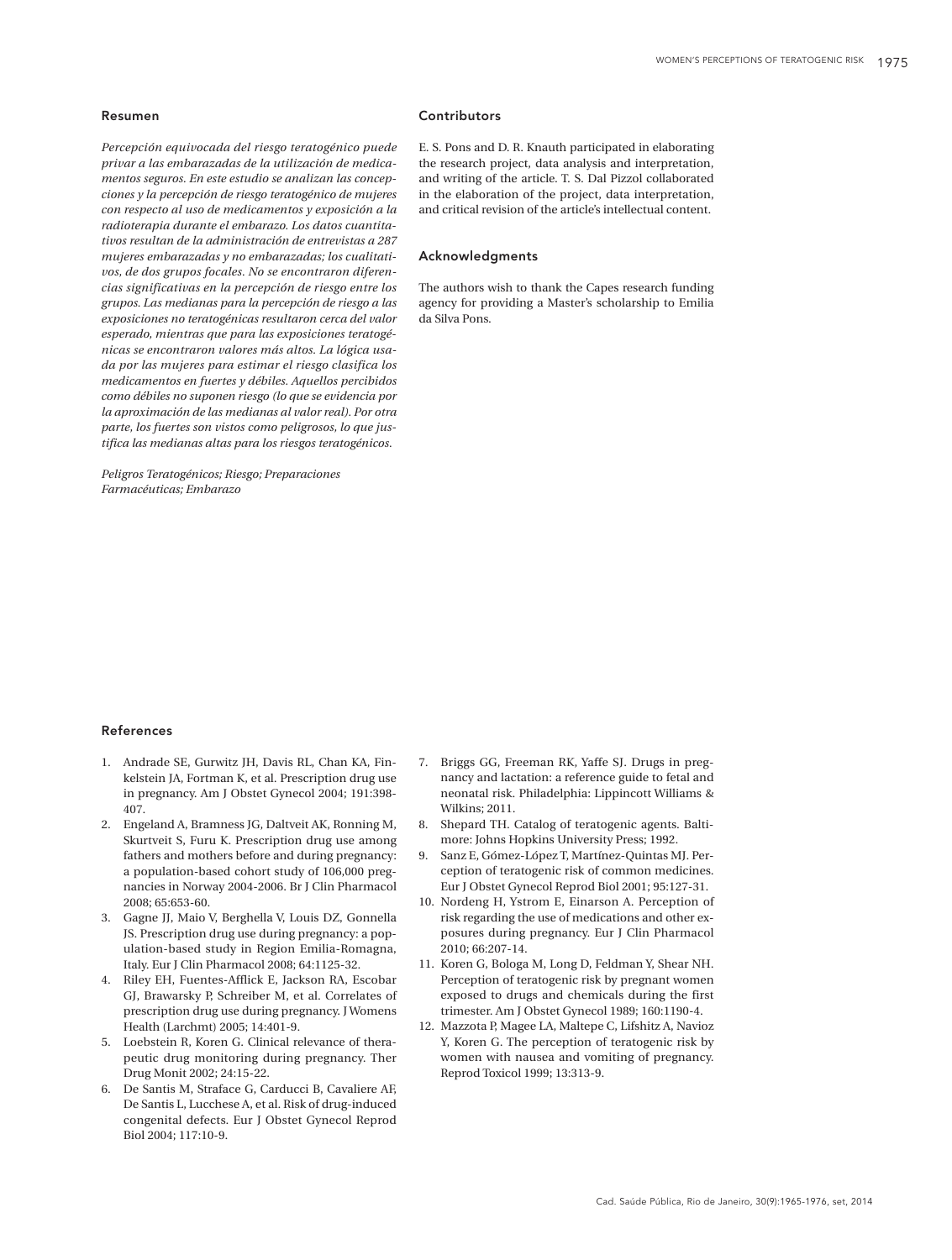## Resumen

*Percepción equivocada del riesgo teratogénico puede privar a las embarazadas de la utilización de medicamentos seguros. En este estudio se analizan las concepciones y la percepción de riesgo teratogénico de mujeres con respecto al uso de medicamentos y exposición a la radioterapia durante el embarazo. Los datos cuantitativos resultan de la administración de entrevistas a 287 mujeres embarazadas y no embarazadas; los cualitativos, de dos grupos focales. No se encontraron diferencias significativas en la percepción de riesgo entre los grupos. Las medianas para la percepción de riesgo a las exposiciones no teratogénicas resultaron cerca del valor esperado, mientras que para las exposiciones teratogénicas se encontraron valores más altos. La lógica usada por las mujeres para estimar el riesgo clasifica los medicamentos en fuertes y débiles. Aquellos percibidos como débiles no suponen riesgo (lo que se evidencia por la aproximación de las medianas al valor real). Por otra parte, los fuertes son vistos como peligrosos, lo que justifica las medianas altas para los riesgos teratogénicos.*

*Peligros Teratogénicos; Riesgo; Preparaciones Farmacéuticas; Embarazo*

## Contributors

E. S. Pons and D. R. Knauth participated in elaborating the research project, data analysis and interpretation, and writing of the article. T. S. Dal Pizzol collaborated in the elaboration of the project, data interpretation, and critical revision of the article's intellectual content.

## Acknowledgments

The authors wish to thank the Capes research funding agency for providing a Master's scholarship to Emilia da Silva Pons.

## References

1. Andrade SE, Gurwitz JH, Davis RL, Chan KA, Finkelstein JA, Fortman K, et al. Prescription drug use in pregnancy. Am J Obstet Gynecol 2004; 191:398-407.
2. Engeland A, Bramness JG, Daltveit AK, Ronning M, Skurtveit S, Furu K. Prescription drug use among fathers and mothers before and during pregnancy: a population-based cohort study of 106,000 pregnancies in Norway 2004-2006. Br J Clin Pharmacol 2008; 65:653-60.
3. Gagne JJ, Maio V, Berghella V, Louis DZ, Gonnella JS. Prescription drug use during pregnancy: a population-based study in Region Emilia-Romagna, Italy. Eur J Clin Pharmacol 2008; 64:1125-32.
4. Riley EH, Fuentes-Afflick E, Jackson RA, Escobar GJ, Brawarsky P, Schreiber M, et al. Correlates of prescription drug use during pregnancy. J Womens Health (Larchmt) 2005; 14:401-9.
5. Loebstein R, Koren G. Clinical relevance of therapeutic drug monitoring during pregnancy. Ther Drug Monit 2002; 24:15-22.
6. De Santis M, Straface G, Carducci B, Cavaliere AF, De Santis L, Lucchese A, et al. Risk of drug-induced congenital defects. Eur J Obstet Gynecol Reprod Biol 2004; 117:10-9.
7. Briggs GG, Freeman RK, Yaffe SJ. Drugs in pregnancy and lactation: a reference guide to fetal and neonatal risk. Philadelphia: Lippincott Williams & Wilkins; 2011.
8. Shepard TH. Catalog of teratogenic agents. Baltimore: Johns Hopkins University Press; 1992.
9. Sanz E, Gómez-López T, Martínez-Quintas MJ. Perception of teratogenic risk of common medicines. Eur J Obstet Gynecol Reprod Biol 2001; 95:127-31.
10. Nordeng H, Ystrom E, Einarson A. Perception of risk regarding the use of medications and other exposures during pregnancy. Eur J Clin Pharmacol 2010; 66:207-14.
11. Koren G, Bologa M, Long D, Feldman Y, Shear NH. Perception of teratogenic risk by pregnant women exposed to drugs and chemicals during the first trimester. Am J Obstet Gynecol 1989; 160:1190-4.
12. Mazzota P, Magee LA, Maltepe C, Lifshitz A, Navioz Y, Koren G. The perception of teratogenic risk by women with nausea and vomiting of pregnancy. Reprod Toxicol 1999; 13:313-9.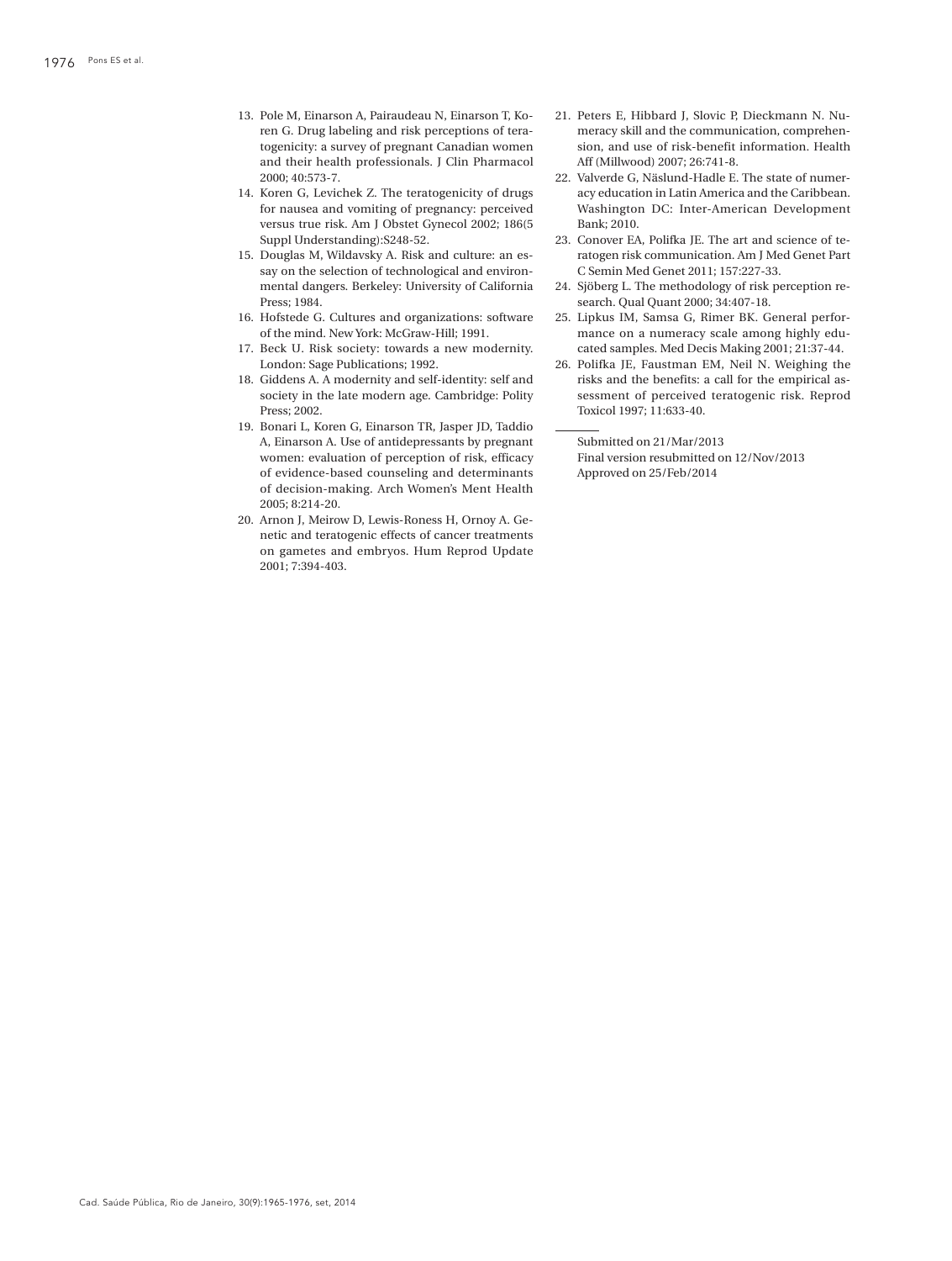13. Pole M, Einarson A, Pairaudeau N, Einarson T, Koren G. Drug labeling and risk perceptions of teratogenicity: a survey of pregnant Canadian women and their health professionals. J Clin Pharmacol 2000; 40:573-7.
14. Koren G, Levichek Z. The teratogenicity of drugs for nausea and vomiting of pregnancy: perceived versus true risk. Am J Obstet Gynecol 2002; 186(5 Suppl Understanding):S248-52.
15. Douglas M, Wildavsky A. Risk and culture: an essay on the selection of technological and environmental dangers. Berkeley: University of California Press; 1984.
16. Hofstede G. Cultures and organizations: software of the mind. New York: McGraw-Hill; 1991.
17. Beck U. Risk society: towards a new modernity. London: Sage Publications; 1992.
18. Giddens A. A modernity and self-identity: self and society in the late modern age. Cambridge: Polity Press; 2002.
19. Bonari L, Koren G, Einarson TR, Jasper JD, Taddio A, Einarson A. Use of antidepressants by pregnant women: evaluation of perception of risk, efficacy of evidence-based counseling and determinants of decision-making. Arch Women's Ment Health 2005; 8:214-20.
20. Arnon J, Meirow D, Lewis-Roness H, Ornoy A. Genetic and teratogenic effects of cancer treatments on gametes and embryos. Hum Reprod Update 2001; 7:394-403.
21. Peters E, Hibbard J, Slovic P, Dieckmann N. Numeracy skill and the communication, comprehension, and use of risk-benefit information. Health Aff (Millwood) 2007; 26:741-8.
22. Valverde G, Näslund-Hadle E. The state of numeracy education in Latin America and the Caribbean. Washington DC: Inter-American Development Bank; 2010.
23. Conover EA, Polifka JE. The art and science of teratogen risk communication. Am J Med Genet Part C Semin Med Genet 2011; 157:227-33.
24. Sjöberg L. The methodology of risk perception research. Qual Quant 2000; 34:407-18.
25. Lipkus IM, Samsa G, Rimer BK. General performance on a numeracy scale among highly educated samples. Med Decis Making 2001; 21:37-44.
26. Polifka JE, Faustman EM, Neil N. Weighing the risks and the benefits: a call for the empirical assessment of perceived teratogenic risk. Reprod Toxicol 1997; 11:633-40.

---

Submitted on 21/Mar/2013
Final version resubmitted on 12/Nov/2013
Approved on 25/Feb/2014